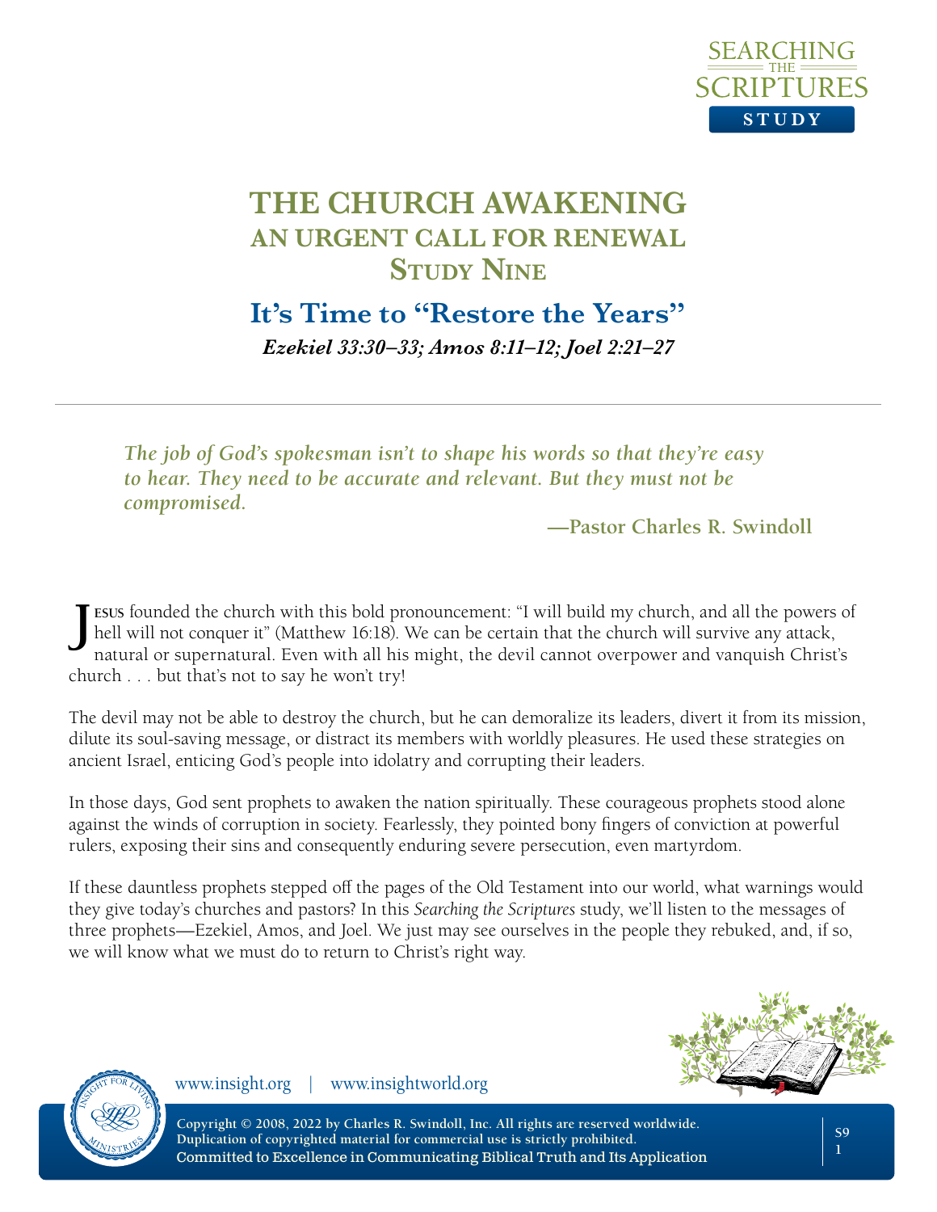# THE CHURCH AWAKENING
## AN URGENT CALL FOR RENEWAL
## Study Nine

## It's Time to "Restore the Years"

***Ezekiel 33:30–33; Amos 8:11–12; Joel 2:21–27***

---

> ***The job of God's spokesman isn't to shape his words so that they're easy to hear. They need to be accurate and relevant. But they must not be compromised.***
>
> **—Pastor Charles R. Swindoll**

Jesus founded the church with this bold pronouncement: "I will build my church, and all the powers of hell will not conquer it" (Matthew 16:18). We can be certain that the church will survive any attack, natural or supernatural. Even with all his might, the devil cannot overpower and vanquish Christ's church . . . but that's not to say he won't try!

The devil may not be able to destroy the church, but he can demoralize its leaders, divert it from its mission, dilute its soul-saving message, or distract its members with worldly pleasures. He used these strategies on ancient Israel, enticing God's people into idolatry and corrupting their leaders.

In those days, God sent prophets to awaken the nation spiritually. These courageous prophets stood alone against the winds of corruption in society. Fearlessly, they pointed bony fingers of conviction at powerful rulers, exposing their sins and consequently enduring severe persecution, even martyrdom.

If these dauntless prophets stepped off the pages of the Old Testament into our world, what warnings would they give today's churches and pastors? In this *Searching the Scriptures* study, we'll listen to the messages of three prophets—Ezekiel, Amos, and Joel. We just may see ourselves in the people they rebuked, and, if so, we will know what we must do to return to Christ's right way.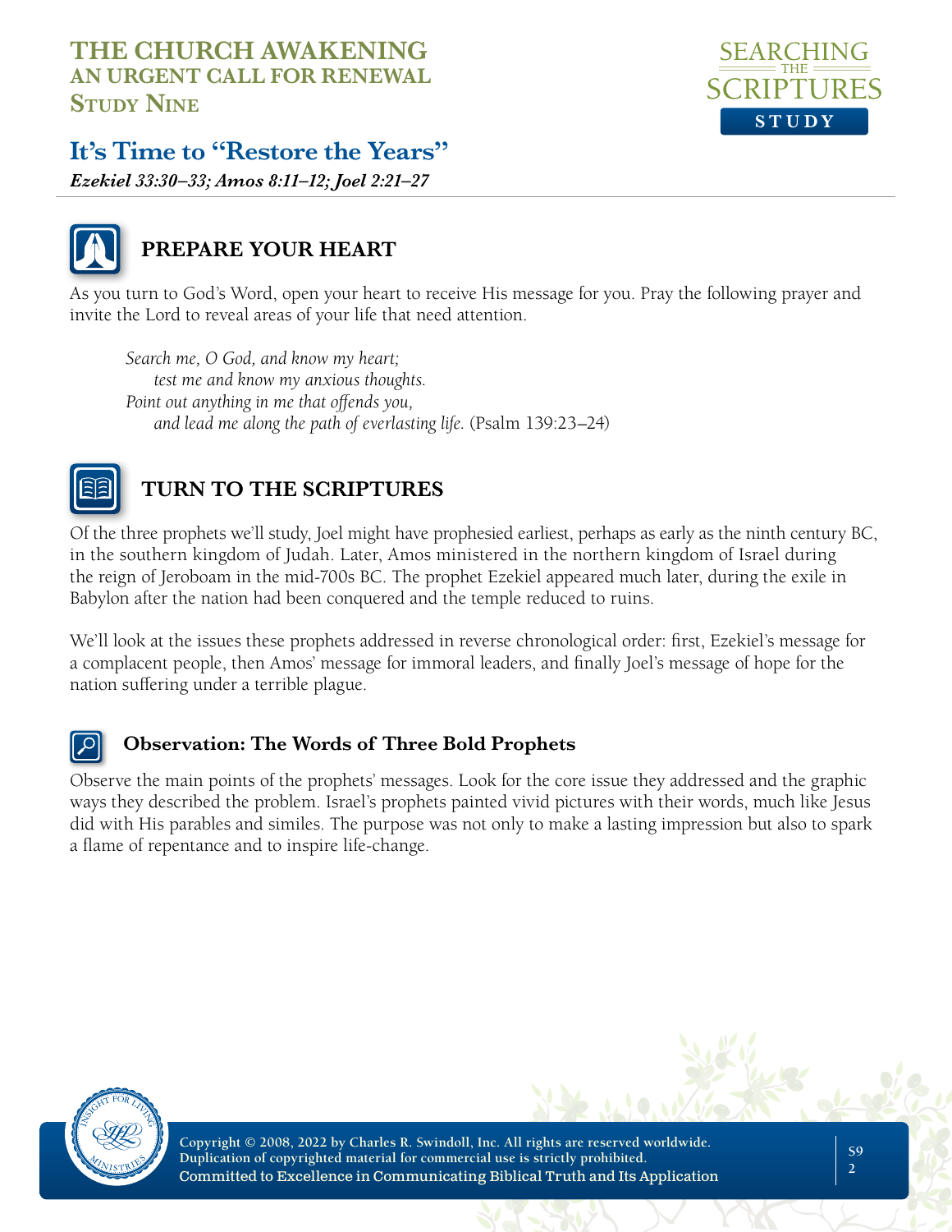# THE CHURCH AWAKENING
## AN URGENT CALL FOR RENEWAL
### Study Nine

## It's Time to "Restore the Years"

***Ezekiel 33:30–33; Amos 8:11–12; Joel 2:21–27***

## PREPARE YOUR HEART

As you turn to God's Word, open your heart to receive His message for you. Pray the following prayer and invite the Lord to reveal areas of your life that need attention.

> *Search me, O God, and know my heart;*
> *test me and know my anxious thoughts.*
> *Point out anything in me that offends you,*
> *and lead me along the path of everlasting life.* (Psalm 139:23–24)

## TURN TO THE SCRIPTURES

Of the three prophets we'll study, Joel might have prophesied earliest, perhaps as early as the ninth century BC, in the southern kingdom of Judah. Later, Amos ministered in the northern kingdom of Israel during the reign of Jeroboam in the mid-700s BC. The prophet Ezekiel appeared much later, during the exile in Babylon after the nation had been conquered and the temple reduced to ruins.

We'll look at the issues these prophets addressed in reverse chronological order: first, Ezekiel's message for a complacent people, then Amos' message for immoral leaders, and finally Joel's message of hope for the nation suffering under a terrible plague.

### Observation: The Words of Three Bold Prophets

Observe the main points of the prophets' messages. Look for the core issue they addressed and the graphic ways they described the problem. Israel's prophets painted vivid pictures with their words, much like Jesus did with His parables and similes. The purpose was not only to make a lasting impression but also to spark a flame of repentance and to inspire life-change.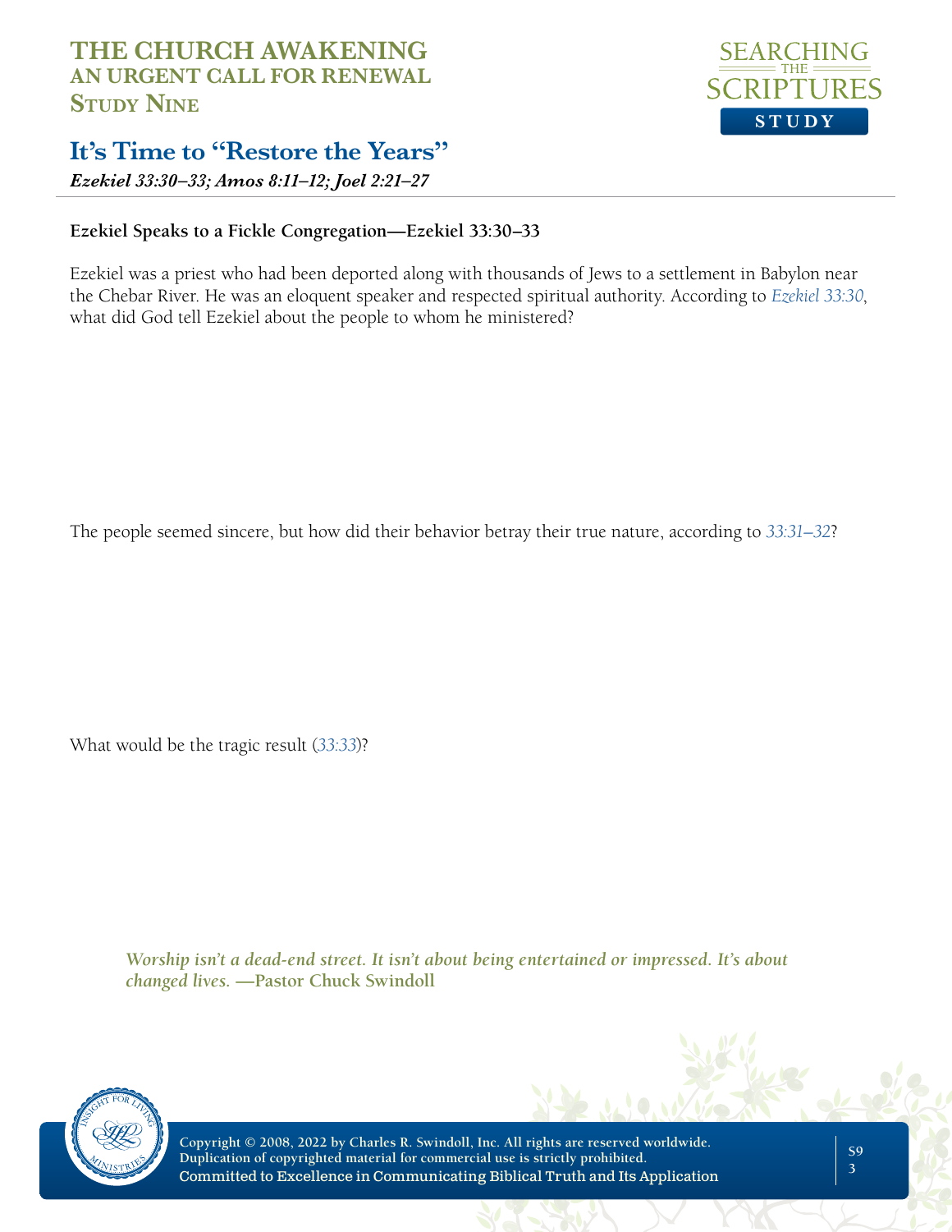# THE CHURCH AWAKENING
## AN URGENT CALL FOR RENEWAL
### Study Nine

## It's Time to "Restore the Years"

***Ezekiel 33:30–33; Amos 8:11–12; Joel 2:21–27***

**Ezekiel Speaks to a Fickle Congregation—Ezekiel 33:30–33**

Ezekiel was a priest who had been deported along with thousands of Jews to a settlement in Babylon near the Chebar River. He was an eloquent speaker and respected spiritual authority. According to *Ezekiel 33:30*, what did God tell Ezekiel about the people to whom he ministered?

The people seemed sincere, but how did their behavior betray their true nature, according to *33:31–32*?

What would be the tragic result (*33:33*)?

***Worship isn't a dead-end street. It isn't about being entertained or impressed. It's about changed lives.* —Pastor Chuck Swindoll**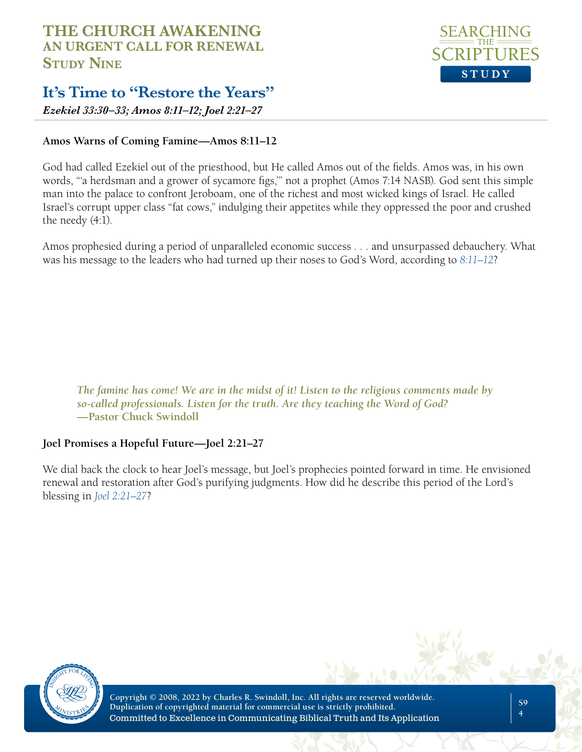### Amos Warns of Coming Famine—Amos 8:11–12

God had called Ezekiel out of the priesthood, but He called Amos out of the fields. Amos was, in his own words, "'a herdsman and a grower of sycamore figs,'" not a prophet (Amos 7:14 NASB). God sent this simple man into the palace to confront Jeroboam, one of the richest and most wicked kings of Israel. He called Israel's corrupt upper class "fat cows," indulging their appetites while they oppressed the poor and crushed the needy (4:1).

Amos prophesied during a period of unparalleled economic success . . . and unsurpassed debauchery. What was his message to the leaders who had turned up their noses to God's Word, according to *8:11–12*?

> ***The famine has come! We are in the midst of it! Listen to the religious comments made by so-called professionals. Listen for the truth. Are they teaching the Word of God?***
> **—Pastor Chuck Swindoll**

### Joel Promises a Hopeful Future—Joel 2:21–27

We dial back the clock to hear Joel's message, but Joel's prophecies pointed forward in time. He envisioned renewal and restoration after God's purifying judgments. How did he describe this period of the Lord's blessing in *Joel 2:21–27*?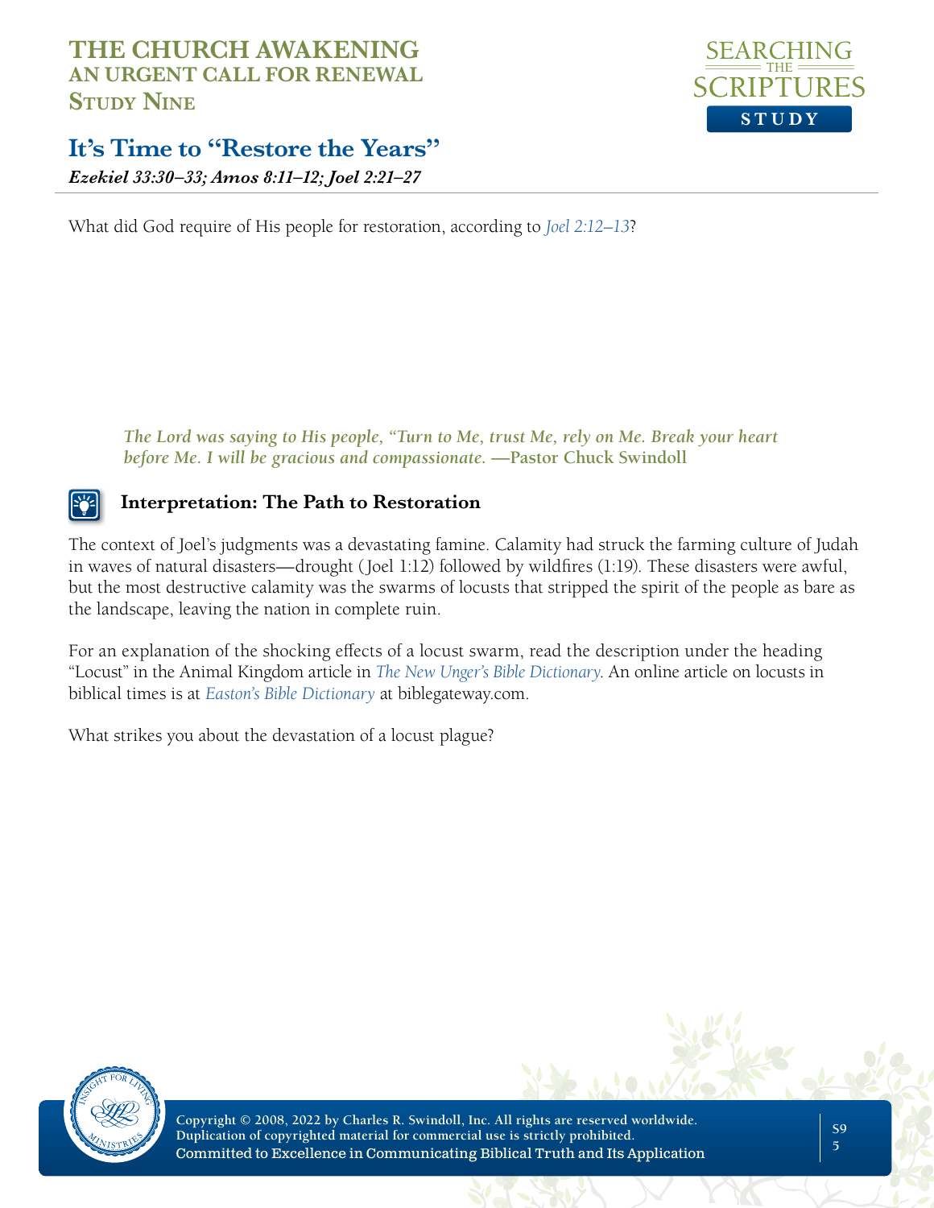What did God require of His people for restoration, according to *Joel 2:12–13*?

> *The Lord was saying to His people, "Turn to Me, trust Me, rely on Me. Break your heart before Me. I will be gracious and compassionate.* **—Pastor Chuck Swindoll**

### Interpretation: The Path to Restoration

The context of Joel's judgments was a devastating famine. Calamity had struck the farming culture of Judah in waves of natural disasters—drought (Joel 1:12) followed by wildfires (1:19). These disasters were awful, but the most destructive calamity was the swarms of locusts that stripped the spirit of the people as bare as the landscape, leaving the nation in complete ruin.

For an explanation of the shocking effects of a locust swarm, read the description under the heading "Locust" in the Animal Kingdom article in *The New Unger's Bible Dictionary*. An online article on locusts in biblical times is at *Easton's Bible Dictionary* at biblegateway.com.

What strikes you about the devastation of a locust plague?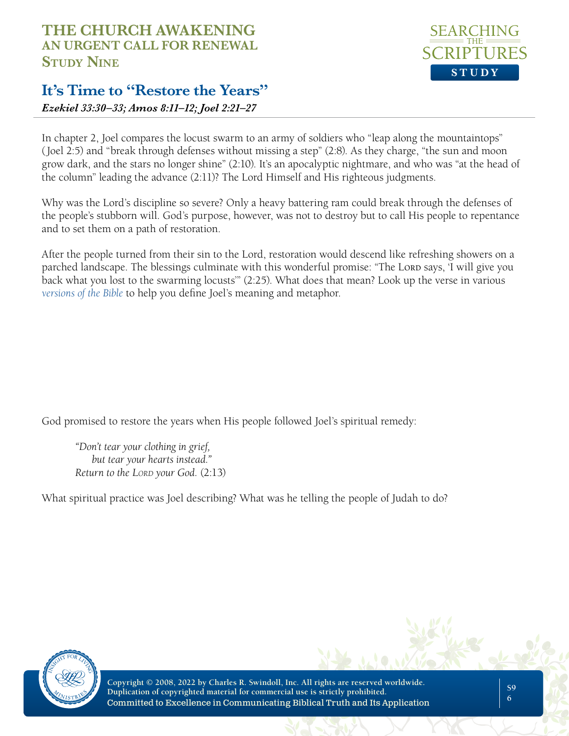# THE CHURCH AWAKENING
## AN URGENT CALL FOR RENEWAL
### Study Nine

## It's Time to "Restore the Years"

***Ezekiel 33:30–33; Amos 8:11–12; Joel 2:21–27***

In chapter 2, Joel compares the locust swarm to an army of soldiers who "leap along the mountaintops" (Joel 2:5) and "break through defenses without missing a step" (2:8). As they charge, "the sun and moon grow dark, and the stars no longer shine" (2:10). It's an apocalyptic nightmare, and who was "at the head of the column" leading the advance (2:11)? The Lord Himself and His righteous judgments.

Why was the Lord's discipline so severe? Only a heavy battering ram could break through the defenses of the people's stubborn will. God's purpose, however, was not to destroy but to call His people to repentance and to set them on a path of restoration.

After the people turned from their sin to the Lord, restoration would descend like refreshing showers on a parched landscape. The blessings culminate with this wonderful promise: "The LORD says, 'I will give you back what you lost to the swarming locusts'" (2:25). What does that mean? Look up the verse in various *versions of the Bible* to help you define Joel's meaning and metaphor.

God promised to restore the years when His people followed Joel's spiritual remedy:

> *"Don't tear your clothing in grief,*
> *but tear your hearts instead."*
> *Return to the LORD your God.* (2:13)

What spiritual practice was Joel describing? What was he telling the people of Judah to do?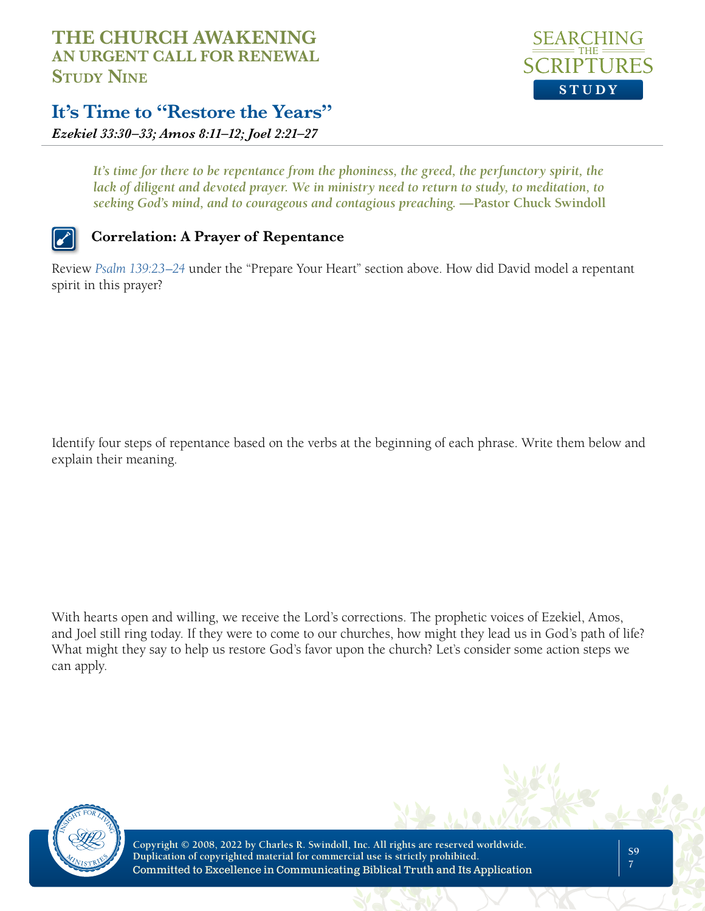# THE CHURCH AWAKENING
## AN URGENT CALL FOR RENEWAL
### Study Nine

## It's Time to "Restore the Years"

***Ezekiel 33:30–33; Amos 8:11–12; Joel 2:21–27***

> *It's time for there to be repentance from the phoniness, the greed, the perfunctory spirit, the lack of diligent and devoted prayer. We in ministry need to return to study, to meditation, to seeking God's mind, and to courageous and contagious preaching.* **—Pastor Chuck Swindoll**

### Correlation: A Prayer of Repentance

Review *Psalm 139:23–24* under the "Prepare Your Heart" section above. How did David model a repentant spirit in this prayer?

Identify four steps of repentance based on the verbs at the beginning of each phrase. Write them below and explain their meaning.

With hearts open and willing, we receive the Lord's corrections. The prophetic voices of Ezekiel, Amos, and Joel still ring today. If they were to come to our churches, how might they lead us in God's path of life? What might they say to help us restore God's favor upon the church? Let's consider some action steps we can apply.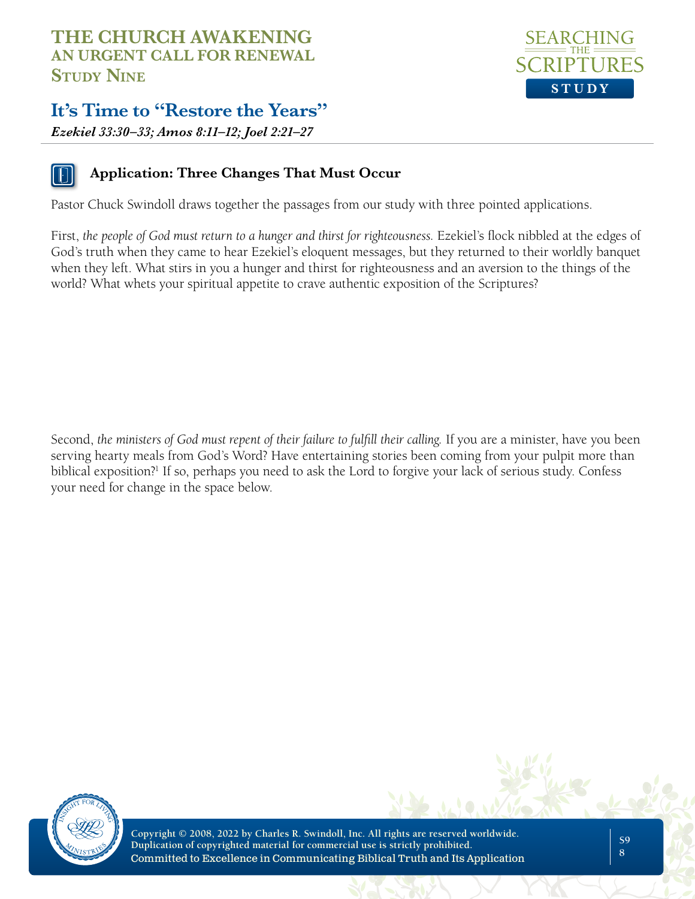# THE CHURCH AWAKENING
## AN URGENT CALL FOR RENEWAL
### Study Nine

## It's Time to "Restore the Years"

***Ezekiel 33:30–33; Amos 8:11–12; Joel 2:21–27***

### Application: Three Changes That Must Occur

Pastor Chuck Swindoll draws together the passages from our study with three pointed applications.

First, *the people of God must return to a hunger and thirst for righteousness.* Ezekiel's flock nibbled at the edges of God's truth when they came to hear Ezekiel's eloquent messages, but they returned to their worldly banquet when they left. What stirs in you a hunger and thirst for righteousness and an aversion to the things of the world? What whets your spiritual appetite to crave authentic exposition of the Scriptures?

Second, *the ministers of God must repent of their failure to fulfill their calling.* If you are a minister, have you been serving hearty meals from God's Word? Have entertaining stories been coming from your pulpit more than biblical exposition?[1] If so, perhaps you need to ask the Lord to forgive your lack of serious study. Confess your need for change in the space below.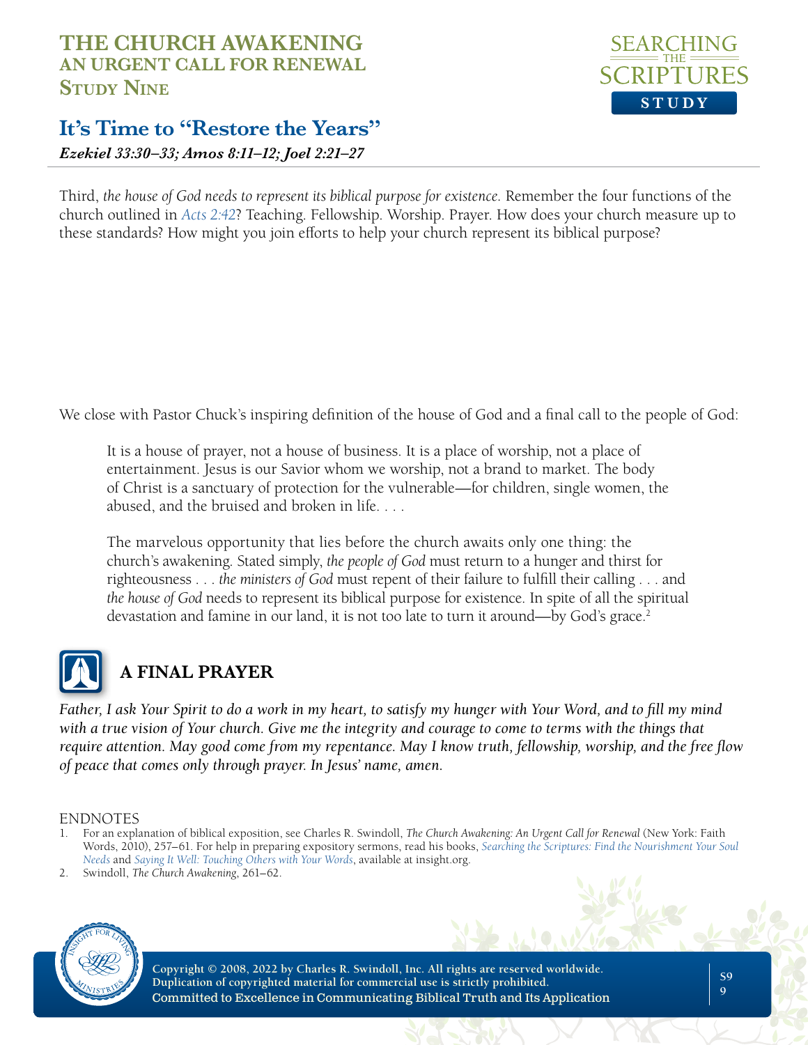Third, *the house of God needs to represent its biblical purpose for existence.* Remember the four functions of the church outlined in Acts 2:42? Teaching. Fellowship. Worship. Prayer. How does your church measure up to these standards? How might you join efforts to help your church represent its biblical purpose?

We close with Pastor Chuck's inspiring definition of the house of God and a final call to the people of God:

> It is a house of prayer, not a house of business. It is a place of worship, not a place of entertainment. Jesus is our Savior whom we worship, not a brand to market. The body of Christ is a sanctuary of protection for the vulnerable—for children, single women, the abused, and the bruised and broken in life. . . .
>
> The marvelous opportunity that lies before the church awaits only one thing: the church's awakening. Stated simply, *the people of God* must return to a hunger and thirst for righteousness . . . *the ministers of God* must repent of their failure to fulfill their calling . . . and *the house of God* needs to represent its biblical purpose for existence. In spite of all the spiritual devastation and famine in our land, it is not too late to turn it around—by God's grace.[2]

## A FINAL PRAYER

*Father, I ask Your Spirit to do a work in my heart, to satisfy my hunger with Your Word, and to fill my mind with a true vision of Your church. Give me the integrity and courage to come to terms with the things that require attention. May good come from my repentance. May I know truth, fellowship, worship, and the free flow of peace that comes only through prayer. In Jesus' name, amen.*

ENDNOTES

1. For an explanation of biblical exposition, see Charles R. Swindoll, *The Church Awakening: An Urgent Call for Renewal* (New York: Faith Words, 2010), 257–61. For help in preparing expository sermons, read his books, *Searching the Scriptures: Find the Nourishment Your Soul Needs* and *Saying It Well: Touching Others with Your Words*, available at insight.org.
2. Swindoll, *The Church Awakening*, 261–62.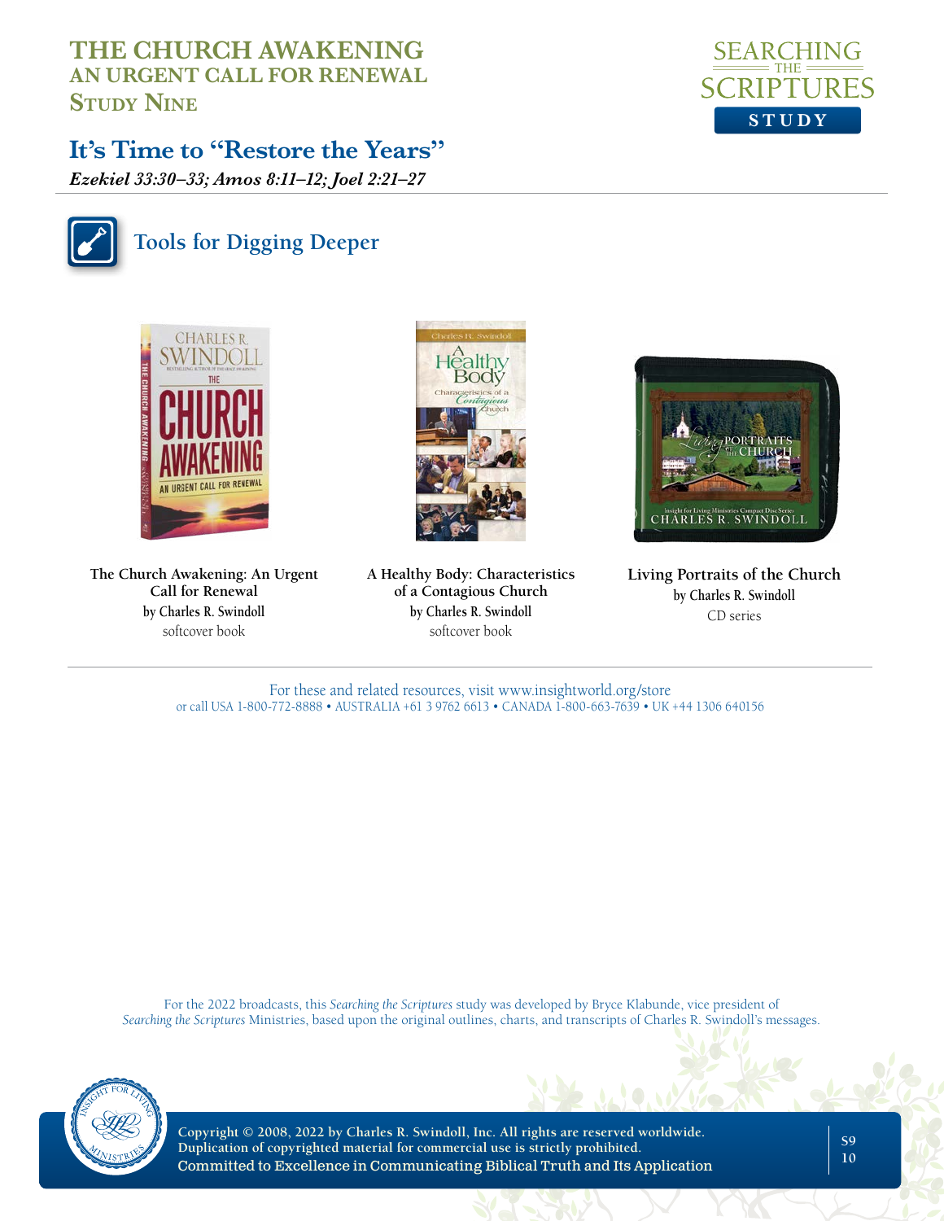# THE CHURCH AWAKENING
## AN URGENT CALL FOR RENEWAL
### Study Nine

## It's Time to "Restore the Years"

***Ezekiel 33:30–33; Amos 8:11–12; Joel 2:21–27***

### Tools for Digging Deeper

**The Church Awakening: An Urgent Call for Renewal**
by Charles R. Swindoll
softcover book

**A Healthy Body: Characteristics of a Contagious Church**
by Charles R. Swindoll
softcover book

**Living Portraits of the Church**
by Charles R. Swindoll
CD series

For these and related resources, visit www.insightworld.org/store
or call USA 1-800-772-8888 • AUSTRALIA +61 3 9762 6613 • CANADA 1-800-663-7639 • UK +44 1306 640156

For the 2022 broadcasts, this *Searching the Scriptures* study was developed by Bryce Klabunde, vice president of *Searching the Scriptures* Ministries, based upon the original outlines, charts, and transcripts of Charles R. Swindoll's messages.

Copyright © 2008, 2022 by Charles R. Swindoll, Inc. All rights are reserved worldwide.
Duplication of copyrighted material for commercial use is strictly prohibited.
Committed to Excellence in Communicating Biblical Truth and Its Application